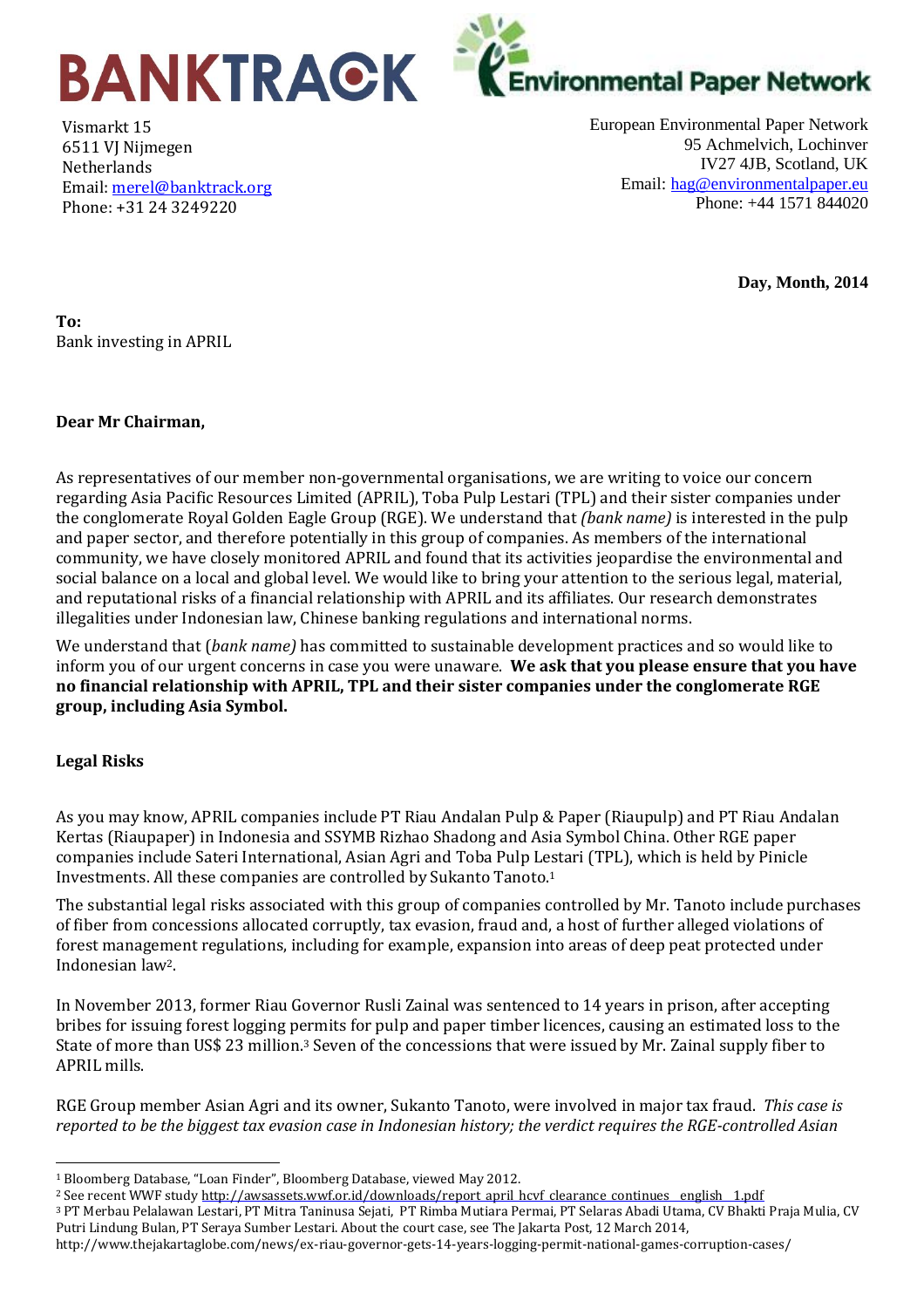BANKTRACK

Environmental Paper Network

Vismarkt 15
6511 VJ Nijmegen
Netherlands
Email: merel@banktrack.org
Phone: +31 24 3249220

European Environmental Paper Network
95 Achmelvich, Lochinver
IV27 4JB, Scotland, UK
Email: hag@environmentalpaper.eu
Phone: +44 1571 844020

**Day, Month, 2014**

**To:**
Bank investing in APRIL

**Dear Mr Chairman,**

As representatives of our member non-governmental organisations, we are writing to voice our concern regarding Asia Pacific Resources Limited (APRIL), Toba Pulp Lestari (TPL) and their sister companies under the conglomerate Royal Golden Eagle Group (RGE). We understand that *(bank name)* is interested in the pulp and paper sector, and therefore potentially in this group of companies. As members of the international community, we have closely monitored APRIL and found that its activities jeopardise the environmental and social balance on a local and global level. We would like to bring your attention to the serious legal, material, and reputational risks of a financial relationship with APRIL and its affiliates. Our research demonstrates illegalities under Indonesian law, Chinese banking regulations and international norms.

We understand that (*bank name)* has committed to sustainable development practices and so would like to inform you of our urgent concerns in case you were unaware. **We ask that you please ensure that you have no financial relationship with APRIL, TPL and their sister companies under the conglomerate RGE group, including Asia Symbol.**

**Legal Risks**

As you may know, APRIL companies include PT Riau Andalan Pulp & Paper (Riaupulp) and PT Riau Andalan Kertas (Riaupaper) in Indonesia and SSYMB Rizhao Shadong and Asia Symbol China. Other RGE paper companies include Sateri International, Asian Agri and Toba Pulp Lestari (TPL), which is held by Pinicle Investments. All these companies are controlled by Sukanto Tanoto.[1]

The substantial legal risks associated with this group of companies controlled by Mr. Tanoto include purchases of fiber from concessions allocated corruptly, tax evasion, fraud and, a host of further alleged violations of forest management regulations, including for example, expansion into areas of deep peat protected under Indonesian law[2].

In November 2013, former Riau Governor Rusli Zainal was sentenced to 14 years in prison, after accepting bribes for issuing forest logging permits for pulp and paper timber licences, causing an estimated loss to the State of more than US$ 23 million.[3] Seven of the concessions that were issued by Mr. Zainal supply fiber to APRIL mills.

RGE Group member Asian Agri and its owner, Sukanto Tanoto, were involved in major tax fraud. *This case is reported to be the biggest tax evasion case in Indonesian history; the verdict requires the RGE-controlled Asian*

---

[1] Bloomberg Database, "Loan Finder", Bloomberg Database, viewed May 2012.

[2] See recent WWF study http://awsassets.wwf.or.id/downloads/report_april_hcvf_clearance_continues__english__1.pdf

[3] PT Merbau Pelalawan Lestari, PT Mitra Taninusa Sejati, PT Rimba Mutiara Permai, PT Selaras Abadi Utama, CV Bhakti Praja Mulia, CV Putri Lindung Bulan, PT Seraya Sumber Lestari. About the court case, see The Jakarta Post, 12 March 2014, http://www.thejakartaglobe.com/news/ex-riau-governor-gets-14-years-logging-permit-national-games-corruption-cases/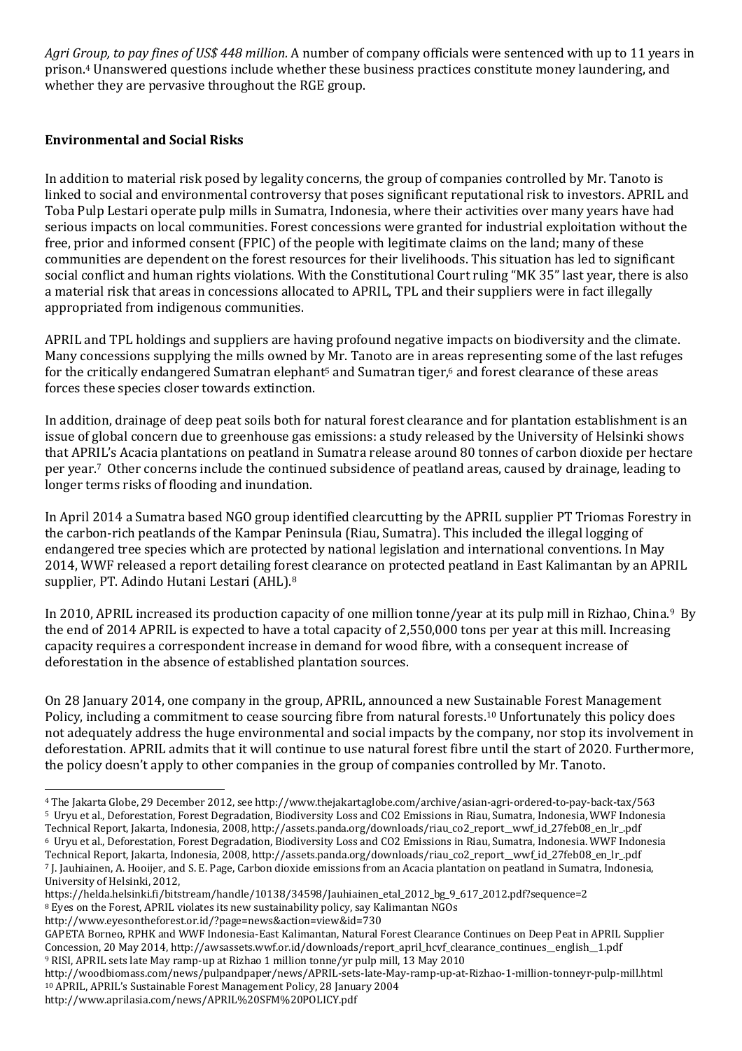*Agri Group, to pay fines of US$ 448 million.* A number of company officials were sentenced with up to 11 years in prison.[4] Unanswered questions include whether these business practices constitute money laundering, and whether they are pervasive throughout the RGE group.

**Environmental and Social Risks**

In addition to material risk posed by legality concerns, the group of companies controlled by Mr. Tanoto is linked to social and environmental controversy that poses significant reputational risk to investors. APRIL and Toba Pulp Lestari operate pulp mills in Sumatra, Indonesia, where their activities over many years have had serious impacts on local communities. Forest concessions were granted for industrial exploitation without the free, prior and informed consent (FPIC) of the people with legitimate claims on the land; many of these communities are dependent on the forest resources for their livelihoods. This situation has led to significant social conflict and human rights violations. With the Constitutional Court ruling "MK 35" last year, there is also a material risk that areas in concessions allocated to APRIL, TPL and their suppliers were in fact illegally appropriated from indigenous communities.

APRIL and TPL holdings and suppliers are having profound negative impacts on biodiversity and the climate. Many concessions supplying the mills owned by Mr. Tanoto are in areas representing some of the last refuges for the critically endangered Sumatran elephant[5] and Sumatran tiger,[6] and forest clearance of these areas forces these species closer towards extinction.

In addition, drainage of deep peat soils both for natural forest clearance and for plantation establishment is an issue of global concern due to greenhouse gas emissions: a study released by the University of Helsinki shows that APRIL's Acacia plantations on peatland in Sumatra release around 80 tonnes of carbon dioxide per hectare per year.[7] Other concerns include the continued subsidence of peatland areas, caused by drainage, leading to longer terms risks of flooding and inundation.

In April 2014 a Sumatra based NGO group identified clearcutting by the APRIL supplier PT Triomas Forestry in the carbon-rich peatlands of the Kampar Peninsula (Riau, Sumatra). This included the illegal logging of endangered tree species which are protected by national legislation and international conventions. In May 2014, WWF released a report detailing forest clearance on protected peatland in East Kalimantan by an APRIL supplier, PT. Adindo Hutani Lestari (AHL).[8]

In 2010, APRIL increased its production capacity of one million tonne/year at its pulp mill in Rizhao, China.[9] By the end of 2014 APRIL is expected to have a total capacity of 2,550,000 tons per year at this mill. Increasing capacity requires a correspondent increase in demand for wood fibre, with a consequent increase of deforestation in the absence of established plantation sources.

On 28 January 2014, one company in the group, APRIL, announced a new Sustainable Forest Management Policy, including a commitment to cease sourcing fibre from natural forests.[10] Unfortunately this policy does not adequately address the huge environmental and social impacts by the company, nor stop its involvement in deforestation. APRIL admits that it will continue to use natural forest fibre until the start of 2020. Furthermore, the policy doesn't apply to other companies in the group of companies controlled by Mr. Tanoto.

---

[4] The Jakarta Globe, 29 December 2012, see http://www.thejakartaglobe.com/archive/asian-agri-ordered-to-pay-back-tax/563

[5] Uryu et al., Deforestation, Forest Degradation, Biodiversity Loss and CO2 Emissions in Riau, Sumatra, Indonesia, WWF Indonesia Technical Report, Jakarta, Indonesia, 2008, http://assets.panda.org/downloads/riau_co2_report__wwf_id_27feb08_en_lr_.pdf

[6] Uryu et al., Deforestation, Forest Degradation, Biodiversity Loss and CO2 Emissions in Riau, Sumatra, Indonesia. WWF Indonesia Technical Report, Jakarta, Indonesia, 2008, http://assets.panda.org/downloads/riau_co2_report__wwf_id_27feb08_en_lr_.pdf

[7] J. Jauhiainen, A. Hooijer, and S. E. Page, Carbon dioxide emissions from an Acacia plantation on peatland in Sumatra, Indonesia, University of Helsinki, 2012, https://helda.helsinki.fi/bitstream/handle/10138/34598/Jauhiainen_etal_2012_bg_9_617_2012.pdf?sequence=2

[8] Eyes on the Forest, APRIL violates its new sustainability policy, say Kalimantan NGOs http://www.eyesontheforest.or.id/?page=news&action=view&id=730
GAPETA Borneo, RPHK and WWF Indonesia-East Kalimantan, Natural Forest Clearance Continues on Deep Peat in APRIL Supplier Concession, 20 May 2014, http://awsassets.wwf.or.id/downloads/report_april_hcvf_clearance_continues__english__1.pdf

[9] RISI, APRIL sets late May ramp-up at Rizhao 1 million tonne/yr pulp mill, 13 May 2010 http://woodbiomass.com/news/pulpandpaper/news/APRIL-sets-late-May-ramp-up-at-Rizhao-1-million-tonneyr-pulp-mill.html

[10] APRIL, APRIL's Sustainable Forest Management Policy, 28 January 2004 http://www.aprilasia.com/news/APRIL%20SFM%20POLICY.pdf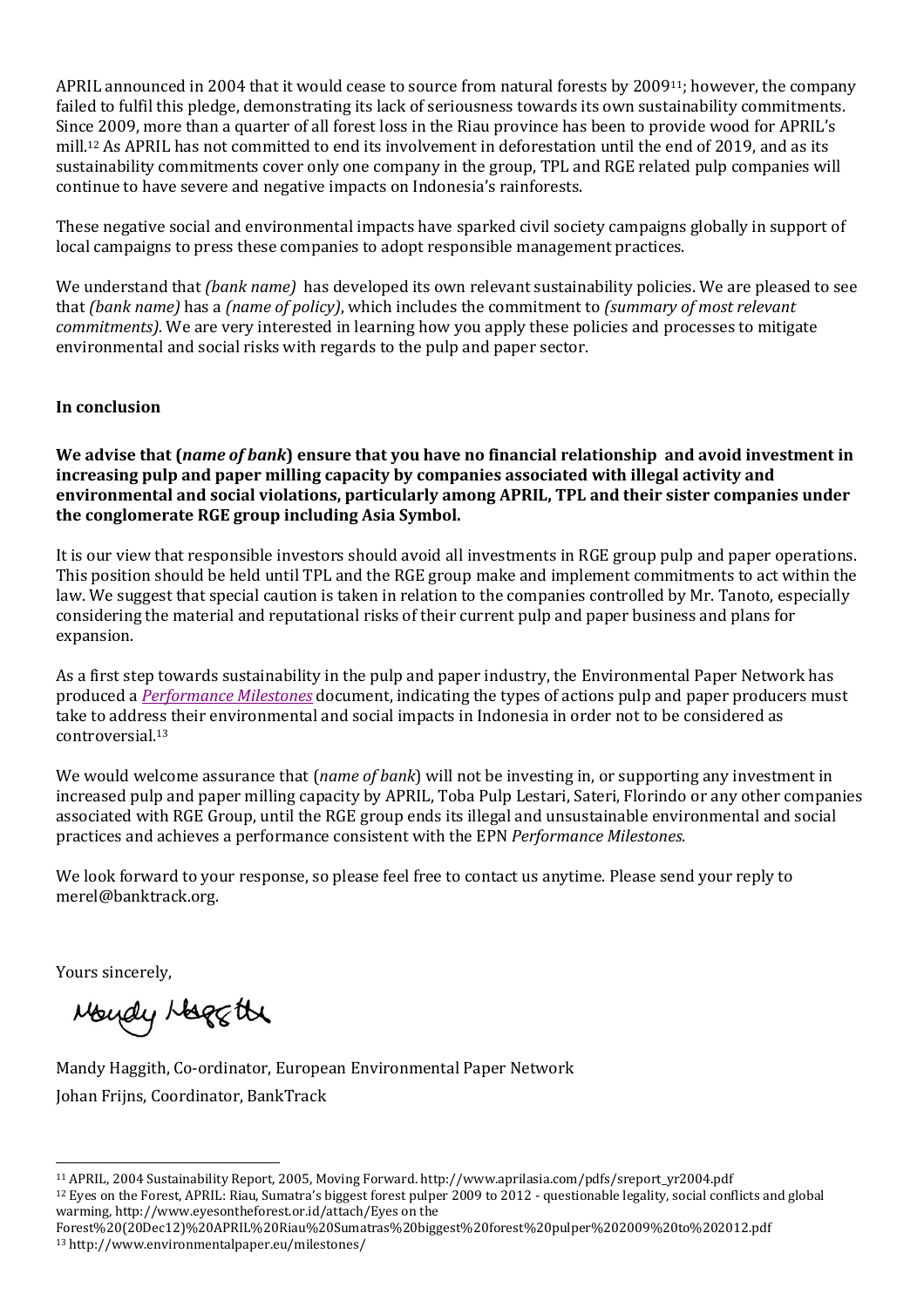APRIL announced in 2004 that it would cease to source from natural forests by 2009[11]; however, the company failed to fulfil this pledge, demonstrating its lack of seriousness towards its own sustainability commitments. Since 2009, more than a quarter of all forest loss in the Riau province has been to provide wood for APRIL's mill.[12] As APRIL has not committed to end its involvement in deforestation until the end of 2019, and as its sustainability commitments cover only one company in the group, TPL and RGE related pulp companies will continue to have severe and negative impacts on Indonesia's rainforests.

These negative social and environmental impacts have sparked civil society campaigns globally in support of local campaigns to press these companies to adopt responsible management practices.

We understand that *(bank name)* has developed its own relevant sustainability policies. We are pleased to see that *(bank name)* has a *(name of policy)*, which includes the commitment to *(summary of most relevant commitments).* We are very interested in learning how you apply these policies and processes to mitigate environmental and social risks with regards to the pulp and paper sector.

**In conclusion**

**We advise that (*name of bank*) ensure that you have no financial relationship and avoid investment in increasing pulp and paper milling capacity by companies associated with illegal activity and environmental and social violations, particularly among APRIL, TPL and their sister companies under the conglomerate RGE group including Asia Symbol.**

It is our view that responsible investors should avoid all investments in RGE group pulp and paper operations. This position should be held until TPL and the RGE group make and implement commitments to act within the law. We suggest that special caution is taken in relation to the companies controlled by Mr. Tanoto, especially considering the material and reputational risks of their current pulp and paper business and plans for expansion.

As a first step towards sustainability in the pulp and paper industry, the Environmental Paper Network has produced a *Performance Milestones* document, indicating the types of actions pulp and paper producers must take to address their environmental and social impacts in Indonesia in order not to be considered as controversial.[13]

We would welcome assurance that (*name of bank*) will not be investing in, or supporting any investment in increased pulp and paper milling capacity by APRIL, Toba Pulp Lestari, Sateri, Florindo or any other companies associated with RGE Group, until the RGE group ends its illegal and unsustainable environmental and social practices and achieves a performance consistent with the EPN *Performance Milestones*.

We look forward to your response, so please feel free to contact us anytime. Please send your reply to merel@banktrack.org.

Yours sincerely,

Mandy Haggith, Co-ordinator, European Environmental Paper Network

Johan Frijns, Coordinator, BankTrack

---

[11] APRIL, 2004 Sustainability Report, 2005, Moving Forward. http://www.aprilasia.com/pdfs/sreport_yr2004.pdf

[12] Eyes on the Forest, APRIL: Riau, Sumatra's biggest forest pulper 2009 to 2012 - questionable legality, social conflicts and global warming, http://www.eyesontheforest.or.id/attach/Eyes on the Forest%20(20Dec12)%20APRIL%20Riau%20Sumatras%20biggest%20forest%20pulper%202009%20to%202012.pdf

[13] http://www.environmentalpaper.eu/milestones/